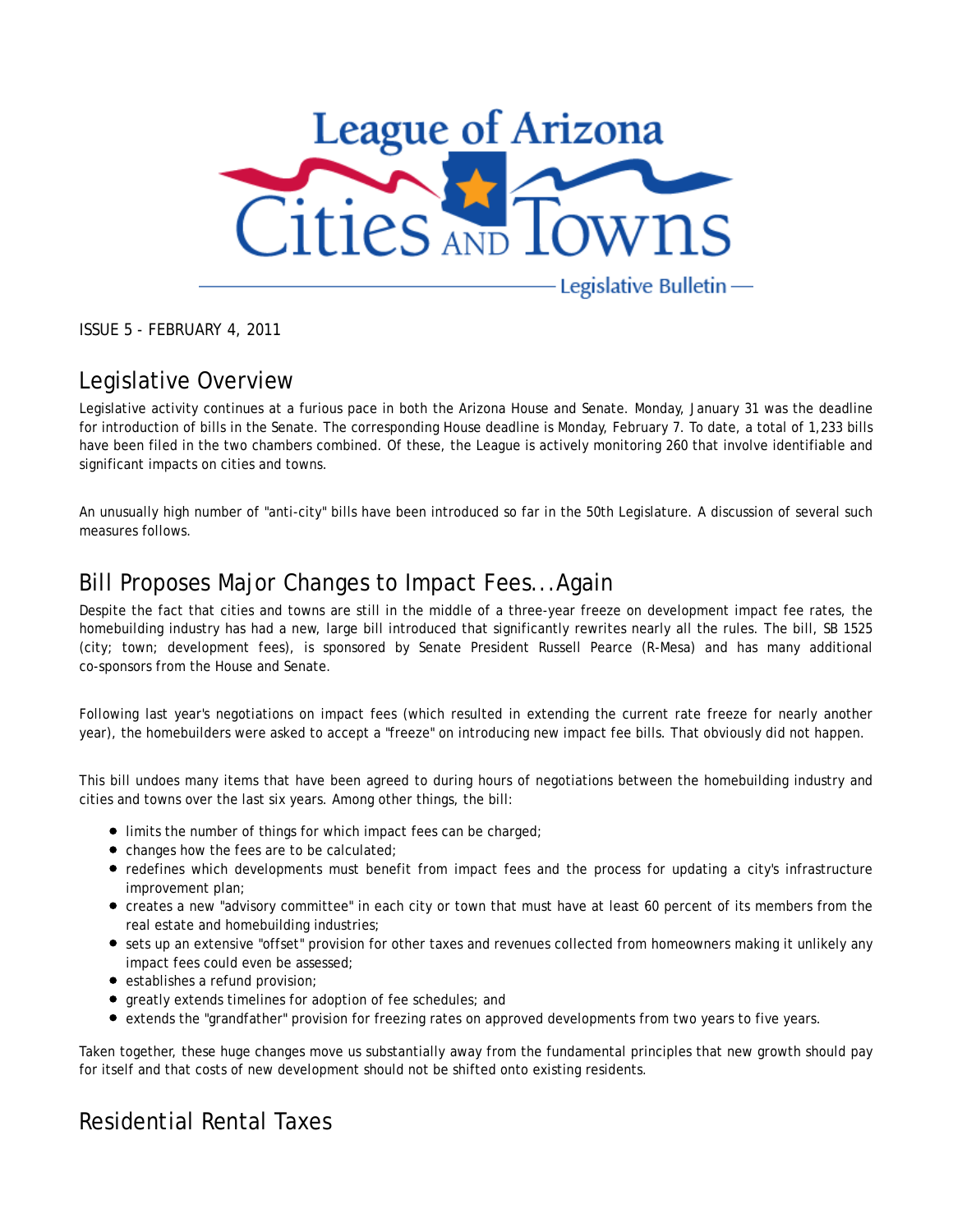# League of Arizona Cities and Towns

Legislative Bulletin

ISSUE 5 - FEBRUARY 4, 2011

## Legislative Overview

Legislative activity continues at a furious pace in both the Arizona House and Senate. Monday, January 31 was the deadline for introduction of bills in the Senate. The corresponding House deadline is Monday, February 7. To date, a total of 1,233 bills have been filed in the two chambers combined. Of these, the League is actively monitoring 260 that involve identifiable and significant impacts on cities and towns.

An unusually high number of "anti-city" bills have been introduced so far in the 50th Legislature. A discussion of several such measures follows.

## Bill Proposes Major Changes to Impact Fees...Again

Despite the fact that cities and towns are still in the middle of a three-year freeze on development impact fee rates, the homebuilding industry has had a new, large bill introduced that significantly rewrites nearly all the rules. The bill, SB 1525 (city; town; development fees), is sponsored by Senate President Russell Pearce (R-Mesa) and has many additional co-sponsors from the House and Senate.

Following last year's negotiations on impact fees (which resulted in extending the current rate freeze for nearly another year), the homebuilders were asked to accept a "freeze" on introducing new impact fee bills. That obviously did not happen.

This bill undoes many items that have been agreed to during hours of negotiations between the homebuilding industry and cities and towns over the last six years. Among other things, the bill:

- limits the number of things for which impact fees can be charged;
- changes how the fees are to be calculated;
- redefines which developments must benefit from impact fees and the process for updating a city's infrastructure improvement plan;
- creates a new "advisory committee" in each city or town that must have at least 60 percent of its members from the real estate and homebuilding industries;
- sets up an extensive "offset" provision for other taxes and revenues collected from homeowners making it unlikely any impact fees could even be assessed;
- establishes a refund provision;
- greatly extends timelines for adoption of fee schedules; and
- extends the "grandfather" provision for freezing rates on approved developments from two years to five years.

Taken together, these huge changes move us substantially away from the fundamental principles that new growth should pay for itself and that costs of new development should not be shifted onto existing residents.

## Residential Rental Taxes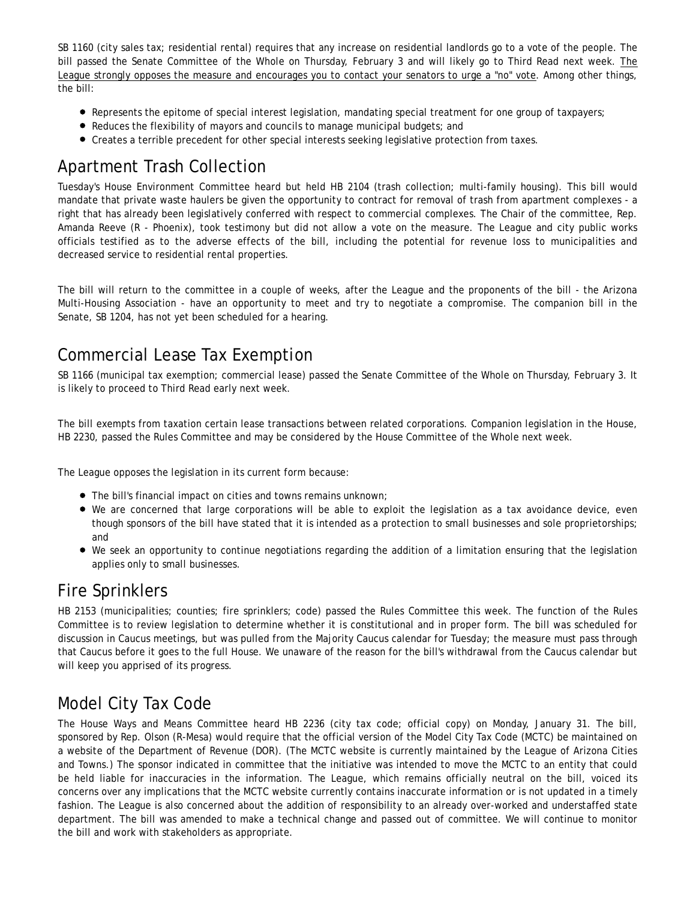SB 1160 (city sales tax; residential rental) requires that any increase on residential landlords go to a vote of the people. The bill passed the Senate Committee of the Whole on Thursday, February 3 and will likely go to Third Read next week. <u>The League strongly opposes the measure and encourages you to contact your senators to urge a "no" vote</u>. Among other things, the bill:

- Represents the epitome of special interest legislation, mandating special treatment for one group of taxpayers;
- Reduces the flexibility of mayors and councils to manage municipal budgets; and
- Creates a terrible precedent for other special interests seeking legislative protection from taxes.

## Apartment Trash Collection

Tuesday's House Environment Committee heard but held HB 2104 (trash collection; multi-family housing). This bill would mandate that private waste haulers be given the opportunity to contract for removal of trash from apartment complexes - a right that has already been legislatively conferred with respect to commercial complexes. The Chair of the committee, Rep. Amanda Reeve (R - Phoenix), took testimony but did not allow a vote on the measure. The League and city public works officials testified as to the adverse effects of the bill, including the potential for revenue loss to municipalities and decreased service to residential rental properties.

The bill will return to the committee in a couple of weeks, after the League and the proponents of the bill - the Arizona Multi-Housing Association - have an opportunity to meet and try to negotiate a compromise. The companion bill in the Senate, SB 1204, has not yet been scheduled for a hearing.

## Commercial Lease Tax Exemption

SB 1166 (municipal tax exemption; commercial lease) passed the Senate Committee of the Whole on Thursday, February 3. It is likely to proceed to Third Read early next week.

The bill exempts from taxation certain lease transactions between related corporations. Companion legislation in the House, HB 2230, passed the Rules Committee and may be considered by the House Committee of the Whole next week.

The League opposes the legislation in its current form because:

- The bill's financial impact on cities and towns remains unknown;
- We are concerned that large corporations will be able to exploit the legislation as a tax avoidance device, even though sponsors of the bill have stated that it is intended as a protection to small businesses and sole proprietorships; and
- We seek an opportunity to continue negotiations regarding the addition of a limitation ensuring that the legislation applies only to small businesses.

## Fire Sprinklers

HB 2153 (municipalities; counties; fire sprinklers; code) passed the Rules Committee this week. The function of the Rules Committee is to review legislation to determine whether it is constitutional and in proper form. The bill was scheduled for discussion in Caucus meetings, but was pulled from the Majority Caucus calendar for Tuesday; the measure must pass through that Caucus before it goes to the full House. We unaware of the reason for the bill's withdrawal from the Caucus calendar but will keep you apprised of its progress.

## Model City Tax Code

The House Ways and Means Committee heard HB 2236 (city tax code; official copy) on Monday, January 31. The bill, sponsored by Rep. Olson (R-Mesa) would require that the official version of the Model City Tax Code (MCTC) be maintained on a website of the Department of Revenue (DOR). (The MCTC website is currently maintained by the League of Arizona Cities and Towns.) The sponsor indicated in committee that the initiative was intended to move the MCTC to an entity that could be held liable for inaccuracies in the information. The League, which remains officially neutral on the bill, voiced its concerns over any implications that the MCTC website currently contains inaccurate information or is not updated in a timely fashion. The League is also concerned about the addition of responsibility to an already over-worked and understaffed state department. The bill was amended to make a technical change and passed out of committee. We will continue to monitor the bill and work with stakeholders as appropriate.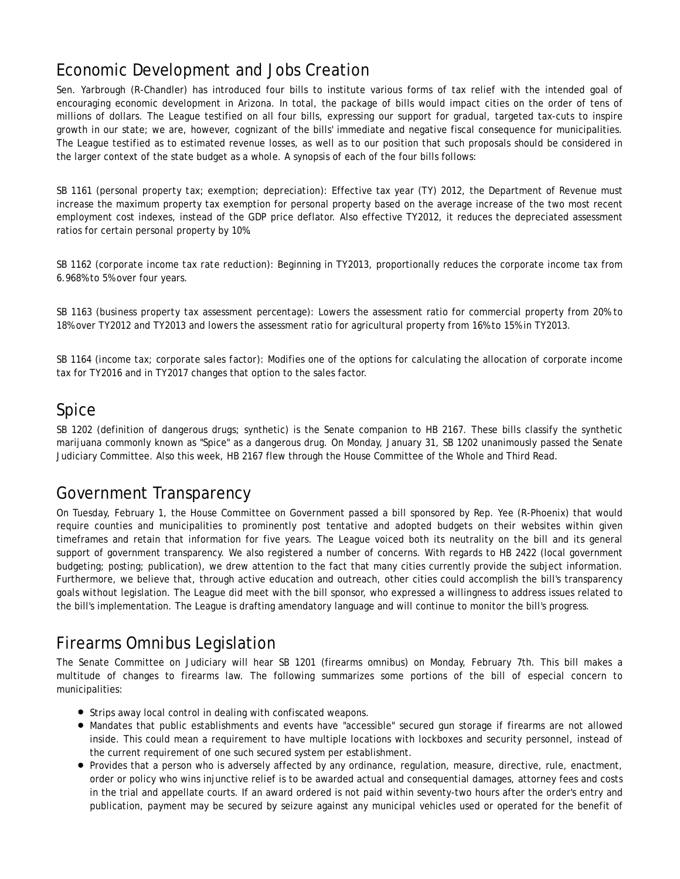## Economic Development and Jobs Creation

Sen. Yarbrough (R-Chandler) has introduced four bills to institute various forms of tax relief with the intended goal of encouraging economic development in Arizona. In total, the package of bills would impact cities on the order of tens of millions of dollars. The League testified on all four bills, expressing our support for gradual, targeted tax-cuts to inspire growth in our state; we are, however, cognizant of the bills' immediate and negative fiscal consequence for municipalities. The League testified as to estimated revenue losses, as well as to our position that such proposals should be considered in the larger context of the state budget as a whole. A synopsis of each of the four bills follows:

SB 1161 (personal property tax; exemption; depreciation): Effective tax year (TY) 2012, the Department of Revenue must increase the maximum property tax exemption for personal property based on the average increase of the two most recent employment cost indexes, instead of the GDP price deflator. Also effective TY2012, it reduces the depreciated assessment ratios for certain personal property by 10%.

SB 1162 (corporate income tax rate reduction): Beginning in TY2013, proportionally reduces the corporate income tax from 6.968% to 5% over four years.

SB 1163 (business property tax assessment percentage): Lowers the assessment ratio for commercial property from 20% to 18% over TY2012 and TY2013 and lowers the assessment ratio for agricultural property from 16% to 15% in TY2013.

SB 1164 (income tax; corporate sales factor): Modifies one of the options for calculating the allocation of corporate income tax for TY2016 and in TY2017 changes that option to the sales factor.

## Spice

SB 1202 (definition of dangerous drugs; synthetic) is the Senate companion to HB 2167. These bills classify the synthetic marijuana commonly known as "Spice" as a dangerous drug. On Monday, January 31, SB 1202 unanimously passed the Senate Judiciary Committee. Also this week, HB 2167 flew through the House Committee of the Whole and Third Read.

## Government Transparency

On Tuesday, February 1, the House Committee on Government passed a bill sponsored by Rep. Yee (R-Phoenix) that would require counties and municipalities to prominently post tentative and adopted budgets on their websites within given timeframes and retain that information for five years. The League voiced both its neutrality on the bill and its general support of government transparency. We also registered a number of concerns. With regards to HB 2422 (local government budgeting; posting; publication), we drew attention to the fact that many cities currently provide the subject information. Furthermore, we believe that, through active education and outreach, other cities could accomplish the bill's transparency goals without legislation. The League did meet with the bill sponsor, who expressed a willingness to address issues related to the bill's implementation. The League is drafting amendatory language and will continue to monitor the bill's progress.

## Firearms Omnibus Legislation

The Senate Committee on Judiciary will hear SB 1201 (firearms omnibus) on Monday, February 7th. This bill makes a multitude of changes to firearms law. The following summarizes some portions of the bill of especial concern to municipalities:

- Strips away local control in dealing with confiscated weapons.
- Mandates that public establishments and events have "accessible" secured gun storage if firearms are not allowed inside. This could mean a requirement to have multiple locations with lockboxes and security personnel, instead of the current requirement of one such secured system per establishment.
- Provides that a person who is adversely affected by any ordinance, regulation, measure, directive, rule, enactment, order or policy who wins injunctive relief is to be awarded actual and consequential damages, attorney fees and costs in the trial and appellate courts. If an award ordered is not paid within seventy-two hours after the order's entry and publication, payment may be secured by seizure against any municipal vehicles used or operated for the benefit of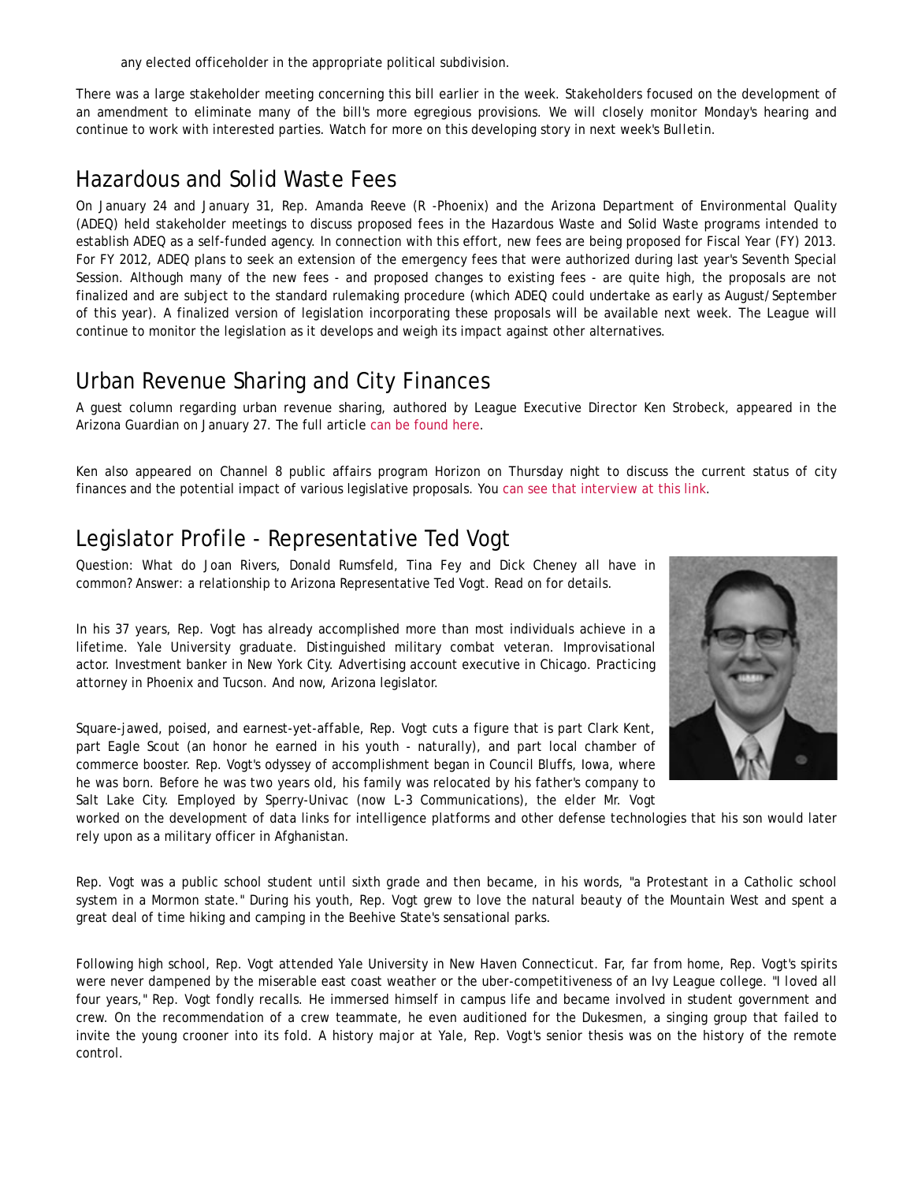any elected officeholder in the appropriate political subdivision.

There was a large stakeholder meeting concerning this bill earlier in the week. Stakeholders focused on the development of an amendment to eliminate many of the bill's more egregious provisions. We will closely monitor Monday's hearing and continue to work with interested parties. Watch for more on this developing story in next week's Bulletin.

## Hazardous and Solid Waste Fees

On January 24 and January 31, Rep. Amanda Reeve (R -Phoenix) and the Arizona Department of Environmental Quality (ADEQ) held stakeholder meetings to discuss proposed fees in the Hazardous Waste and Solid Waste programs intended to establish ADEQ as a self-funded agency. In connection with this effort, new fees are being proposed for Fiscal Year (FY) 2013. For FY 2012, ADEQ plans to seek an extension of the emergency fees that were authorized during last year's Seventh Special Session. Although many of the new fees - and proposed changes to existing fees - are quite high, the proposals are not finalized and are subject to the standard rulemaking procedure (which ADEQ could undertake as early as August/September of this year). A finalized version of legislation incorporating these proposals will be available next week. The League will continue to monitor the legislation as it develops and weigh its impact against other alternatives.

## Urban Revenue Sharing and City Finances

A guest column regarding urban revenue sharing, authored by League Executive Director Ken Strobeck, appeared in the Arizona Guardian on January 27. The full article can be found here.

Ken also appeared on Channel 8 public affairs program Horizon on Thursday night to discuss the current status of city finances and the potential impact of various legislative proposals. You can see that interview at this link.

## Legislator Profile - Representative Ted Vogt

Question: What do Joan Rivers, Donald Rumsfeld, Tina Fey and Dick Cheney all have in common? Answer: a relationship to Arizona Representative Ted Vogt. Read on for details.

In his 37 years, Rep. Vogt has already accomplished more than most individuals achieve in a lifetime. Yale University graduate. Distinguished military combat veteran. Improvisational actor. Investment banker in New York City. Advertising account executive in Chicago. Practicing attorney in Phoenix and Tucson. And now, Arizona legislator.

Square-jawed, poised, and earnest-yet-affable, Rep. Vogt cuts a figure that is part Clark Kent, part Eagle Scout (an honor he earned in his youth - naturally), and part local chamber of commerce booster. Rep. Vogt's odyssey of accomplishment began in Council Bluffs, Iowa, where he was born. Before he was two years old, his family was relocated by his father's company to Salt Lake City. Employed by Sperry-Univac (now L-3 Communications), the elder Mr. Vogt worked on the development of data links for intelligence platforms and other defense technologies that his son would later rely upon as a military officer in Afghanistan.

Rep. Vogt was a public school student until sixth grade and then became, in his words, "a Protestant in a Catholic school system in a Mormon state." During his youth, Rep. Vogt grew to love the natural beauty of the Mountain West and spent a great deal of time hiking and camping in the Beehive State's sensational parks.

Following high school, Rep. Vogt attended Yale University in New Haven Connecticut. Far, far from home, Rep. Vogt's spirits were never dampened by the miserable east coast weather or the uber-competitiveness of an Ivy League college. "I loved all four years," Rep. Vogt fondly recalls. He immersed himself in campus life and became involved in student government and crew. On the recommendation of a crew teammate, he even auditioned for the Dukesmen, a singing group that failed to invite the young crooner into its fold. A history major at Yale, Rep. Vogt's senior thesis was on the history of the remote control.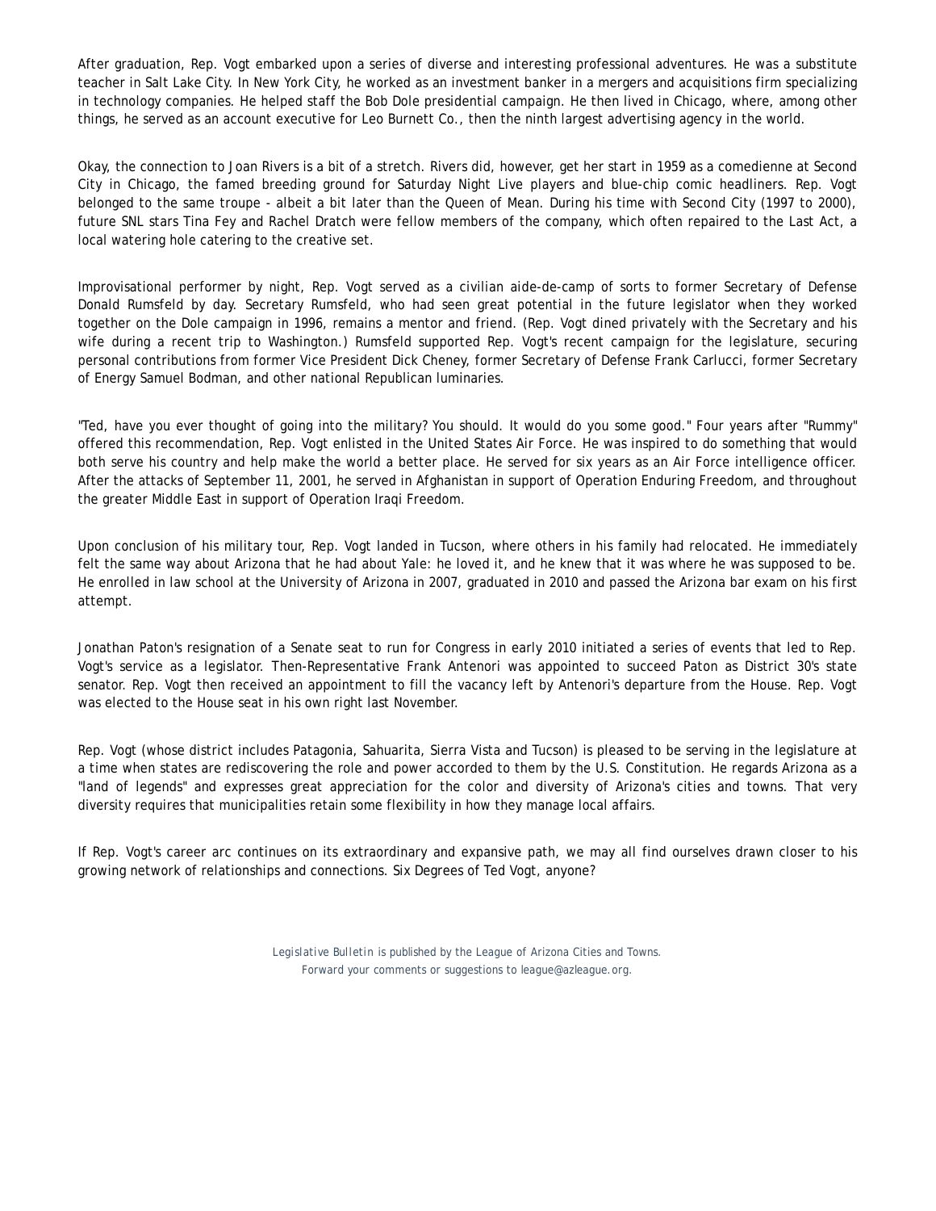After graduation, Rep. Vogt embarked upon a series of diverse and interesting professional adventures. He was a substitute teacher in Salt Lake City. In New York City, he worked as an investment banker in a mergers and acquisitions firm specializing in technology companies. He helped staff the Bob Dole presidential campaign. He then lived in Chicago, where, among other things, he served as an account executive for Leo Burnett Co., then the ninth largest advertising agency in the world.

Okay, the connection to Joan Rivers is a bit of a stretch. Rivers did, however, get her start in 1959 as a comedienne at Second City in Chicago, the famed breeding ground for Saturday Night Live players and blue-chip comic headliners. Rep. Vogt belonged to the same troupe - albeit a bit later than the Queen of Mean. During his time with Second City (1997 to 2000), future SNL stars Tina Fey and Rachel Dratch were fellow members of the company, which often repaired to the Last Act, a local watering hole catering to the creative set.

Improvisational performer by night, Rep. Vogt served as a civilian aide-de-camp of sorts to former Secretary of Defense Donald Rumsfeld by day. Secretary Rumsfeld, who had seen great potential in the future legislator when they worked together on the Dole campaign in 1996, remains a mentor and friend. (Rep. Vogt dined privately with the Secretary and his wife during a recent trip to Washington.) Rumsfeld supported Rep. Vogt's recent campaign for the legislature, securing personal contributions from former Vice President Dick Cheney, former Secretary of Defense Frank Carlucci, former Secretary of Energy Samuel Bodman, and other national Republican luminaries.

"Ted, have you ever thought of going into the military? You should. It would do you some good." Four years after "Rummy" offered this recommendation, Rep. Vogt enlisted in the United States Air Force. He was inspired to do something that would both serve his country and help make the world a better place. He served for six years as an Air Force intelligence officer. After the attacks of September 11, 2001, he served in Afghanistan in support of Operation Enduring Freedom, and throughout the greater Middle East in support of Operation Iraqi Freedom.

Upon conclusion of his military tour, Rep. Vogt landed in Tucson, where others in his family had relocated. He immediately felt the same way about Arizona that he had about Yale: he loved it, and he knew that it was where he was supposed to be. He enrolled in law school at the University of Arizona in 2007, graduated in 2010 and passed the Arizona bar exam on his first attempt.

Jonathan Paton's resignation of a Senate seat to run for Congress in early 2010 initiated a series of events that led to Rep. Vogt's service as a legislator. Then-Representative Frank Antenori was appointed to succeed Paton as District 30's state senator. Rep. Vogt then received an appointment to fill the vacancy left by Antenori's departure from the House. Rep. Vogt was elected to the House seat in his own right last November.

Rep. Vogt (whose district includes Patagonia, Sahuarita, Sierra Vista and Tucson) is pleased to be serving in the legislature at a time when states are rediscovering the role and power accorded to them by the U.S. Constitution. He regards Arizona as a "land of legends" and expresses great appreciation for the color and diversity of Arizona's cities and towns. That very diversity requires that municipalities retain some flexibility in how they manage local affairs.

If Rep. Vogt's career arc continues on its extraordinary and expansive path, we may all find ourselves drawn closer to his growing network of relationships and connections. Six Degrees of Ted Vogt, anyone?

*Legislative Bulletin* is published by the League of Arizona Cities and Towns.
Forward your comments or suggestions to league@azleague.org.